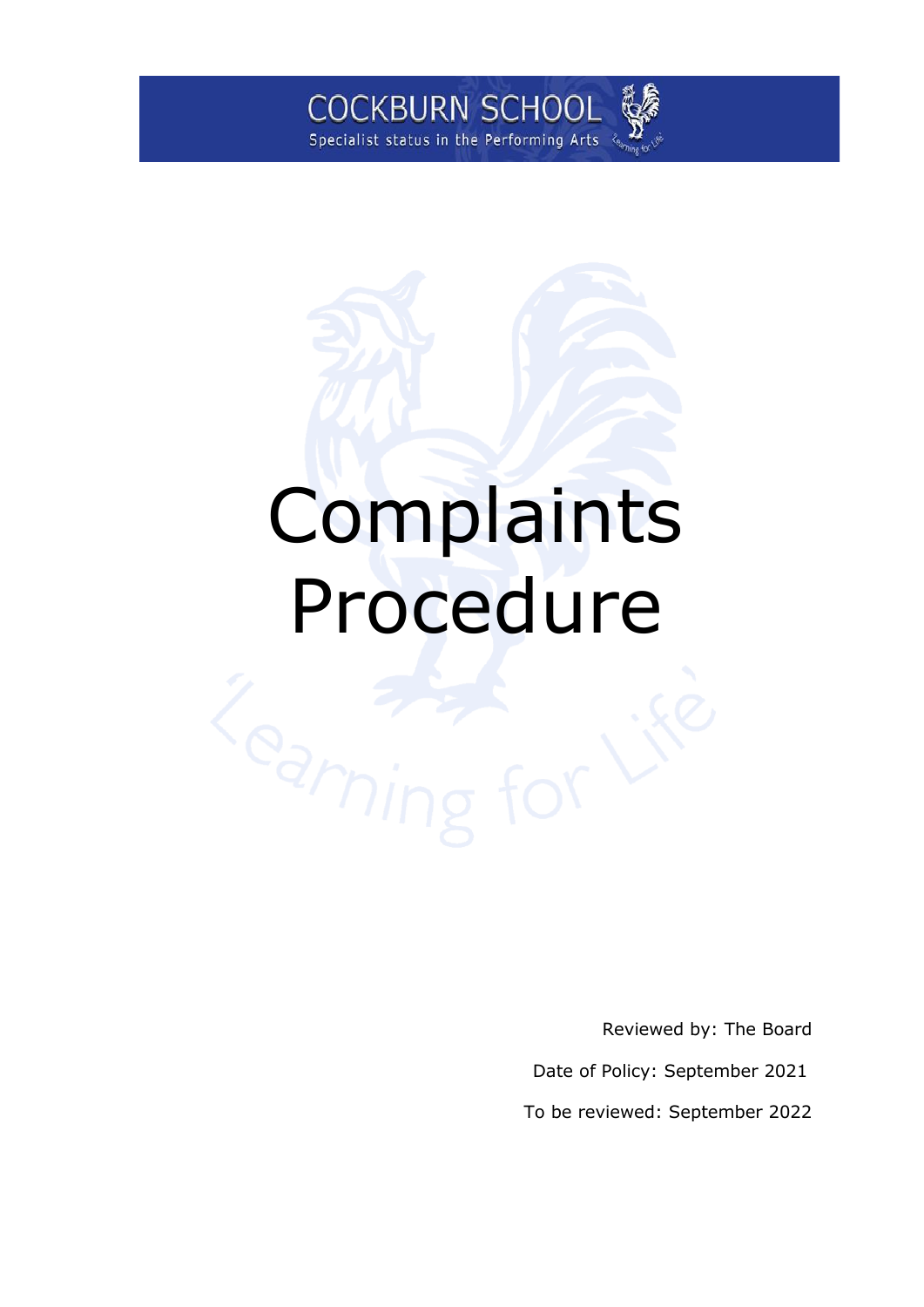COCKBURN SCHOOL

Specialist status in the Performing Arts

# Complaints Procedure

Reviewed by: The Board

Date of Policy: September 2021

To be reviewed: September 2022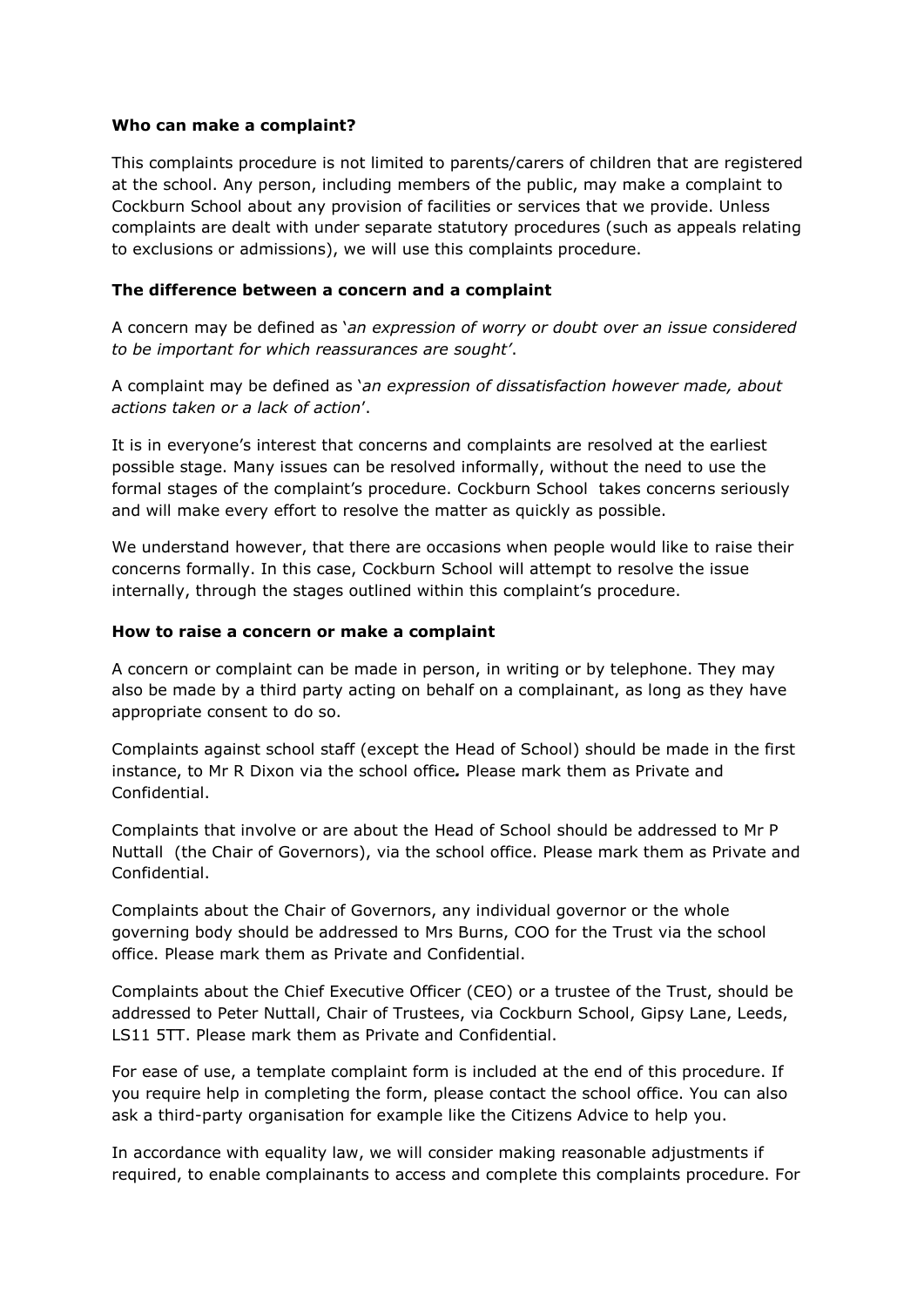**Who can make a complaint?**

This complaints procedure is not limited to parents/carers of children that are registered at the school. Any person, including members of the public, may make a complaint to Cockburn School about any provision of facilities or services that we provide. Unless complaints are dealt with under separate statutory procedures (such as appeals relating to exclusions or admissions), we will use this complaints procedure.

**The difference between a concern and a complaint**

A concern may be defined as '*an expression of worry or doubt over an issue considered to be important for which reassurances are sought'*.

A complaint may be defined as '*an expression of dissatisfaction however made, about actions taken or a lack of action*'.

It is in everyone's interest that concerns and complaints are resolved at the earliest possible stage. Many issues can be resolved informally, without the need to use the formal stages of the complaint's procedure. Cockburn School takes concerns seriously and will make every effort to resolve the matter as quickly as possible.

We understand however, that there are occasions when people would like to raise their concerns formally. In this case, Cockburn School will attempt to resolve the issue internally, through the stages outlined within this complaint's procedure.

**How to raise a concern or make a complaint**

A concern or complaint can be made in person, in writing or by telephone. They may also be made by a third party acting on behalf on a complainant, as long as they have appropriate consent to do so.

Complaints against school staff (except the Head of School) should be made in the first instance, to Mr R Dixon via the school office***.*** Please mark them as Private and Confidential.

Complaints that involve or are about the Head of School should be addressed to Mr P Nuttall (the Chair of Governors), via the school office. Please mark them as Private and Confidential.

Complaints about the Chair of Governors, any individual governor or the whole governing body should be addressed to Mrs Burns, COO for the Trust via the school office. Please mark them as Private and Confidential.

Complaints about the Chief Executive Officer (CEO) or a trustee of the Trust, should be addressed to Peter Nuttall, Chair of Trustees, via Cockburn School, Gipsy Lane, Leeds, LS11 5TT. Please mark them as Private and Confidential.

For ease of use, a template complaint form is included at the end of this procedure. If you require help in completing the form, please contact the school office. You can also ask a third-party organisation for example like the Citizens Advice to help you.

In accordance with equality law, we will consider making reasonable adjustments if required, to enable complainants to access and complete this complaints procedure. For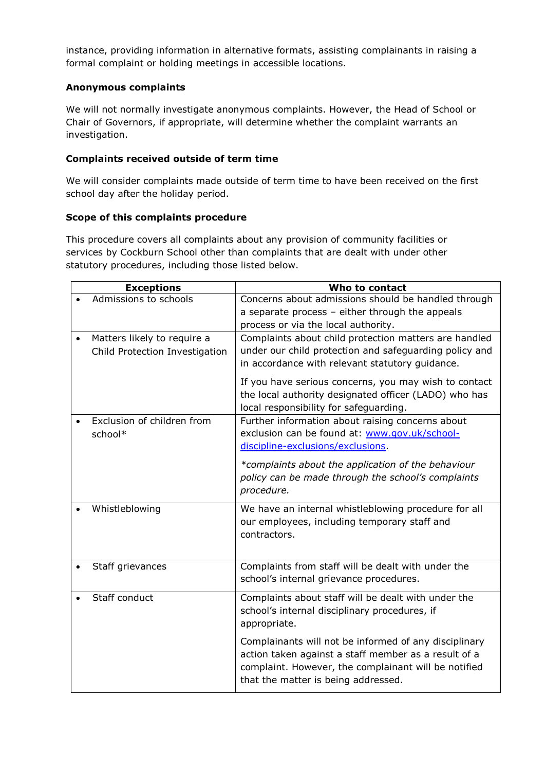instance, providing information in alternative formats, assisting complainants in raising a formal complaint or holding meetings in accessible locations.

**Anonymous complaints**

We will not normally investigate anonymous complaints. However, the Head of School or Chair of Governors, if appropriate, will determine whether the complaint warrants an investigation.

**Complaints received outside of term time**

We will consider complaints made outside of term time to have been received on the first school day after the holiday period.

**Scope of this complaints procedure**

This procedure covers all complaints about any provision of community facilities or services by Cockburn School other than complaints that are dealt with under other statutory procedures, including those listed below.

| Exceptions | Who to contact |
|---|---|
| • Admissions to schools | Concerns about admissions should be handled through a separate process – either through the appeals process or via the local authority. |
| • Matters likely to require a Child Protection Investigation | Complaints about child protection matters are handled under our child protection and safeguarding policy and in accordance with relevant statutory guidance.<br><br>If you have serious concerns, you may wish to contact the local authority designated officer (LADO) who has local responsibility for safeguarding. |
| • Exclusion of children from school* | Further information about raising concerns about exclusion can be found at: [www.gov.uk/school-discipline-exclusions/exclusions](http://www.gov.uk/school-discipline-exclusions/exclusions).<br><br>**complaints about the application of the behaviour policy can be made through the school's complaints procedure.* |
| • Whistleblowing | We have an internal whistleblowing procedure for all our employees, including temporary staff and contractors. |
| • Staff grievances | Complaints from staff will be dealt with under the school's internal grievance procedures. |
| • Staff conduct | Complaints about staff will be dealt with under the school's internal disciplinary procedures, if appropriate.<br><br>Complainants will not be informed of any disciplinary action taken against a staff member as a result of a complaint. However, the complainant will be notified that the matter is being addressed. |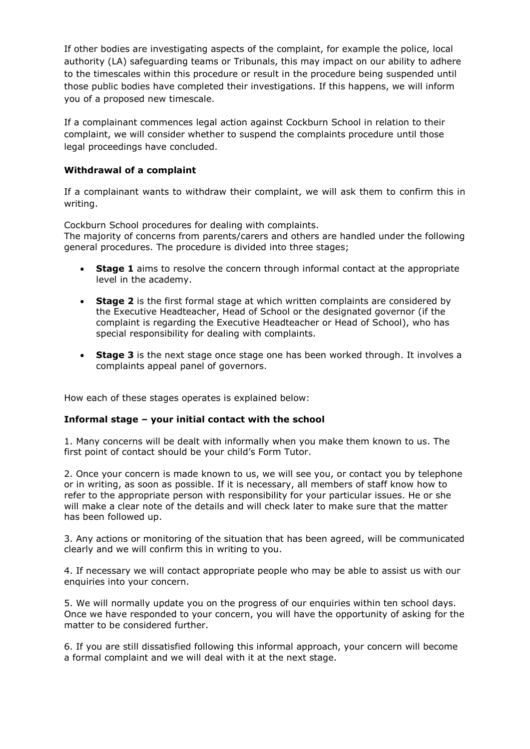If other bodies are investigating aspects of the complaint, for example the police, local authority (LA) safeguarding teams or Tribunals, this may impact on our ability to adhere to the timescales within this procedure or result in the procedure being suspended until those public bodies have completed their investigations. If this happens, we will inform you of a proposed new timescale.

If a complainant commences legal action against Cockburn School in relation to their complaint, we will consider whether to suspend the complaints procedure until those legal proceedings have concluded.

**Withdrawal of a complaint**

If a complainant wants to withdraw their complaint, we will ask them to confirm this in writing.

Cockburn School procedures for dealing with complaints.
The majority of concerns from parents/carers and others are handled under the following general procedures. The procedure is divided into three stages;

- **Stage 1** aims to resolve the concern through informal contact at the appropriate level in the academy.
- **Stage 2** is the first formal stage at which written complaints are considered by the Executive Headteacher, Head of School or the designated governor (if the complaint is regarding the Executive Headteacher or Head of School), who has special responsibility for dealing with complaints.
- **Stage 3** is the next stage once stage one has been worked through. It involves a complaints appeal panel of governors.

How each of these stages operates is explained below:

**Informal stage – your initial contact with the school**

1. Many concerns will be dealt with informally when you make them known to us. The first point of contact should be your child's Form Tutor.

2. Once your concern is made known to us, we will see you, or contact you by telephone or in writing, as soon as possible. If it is necessary, all members of staff know how to refer to the appropriate person with responsibility for your particular issues. He or she will make a clear note of the details and will check later to make sure that the matter has been followed up.

3. Any actions or monitoring of the situation that has been agreed, will be communicated clearly and we will confirm this in writing to you.

4. If necessary we will contact appropriate people who may be able to assist us with our enquiries into your concern.

5. We will normally update you on the progress of our enquiries within ten school days. Once we have responded to your concern, you will have the opportunity of asking for the matter to be considered further.

6. If you are still dissatisfied following this informal approach, your concern will become a formal complaint and we will deal with it at the next stage.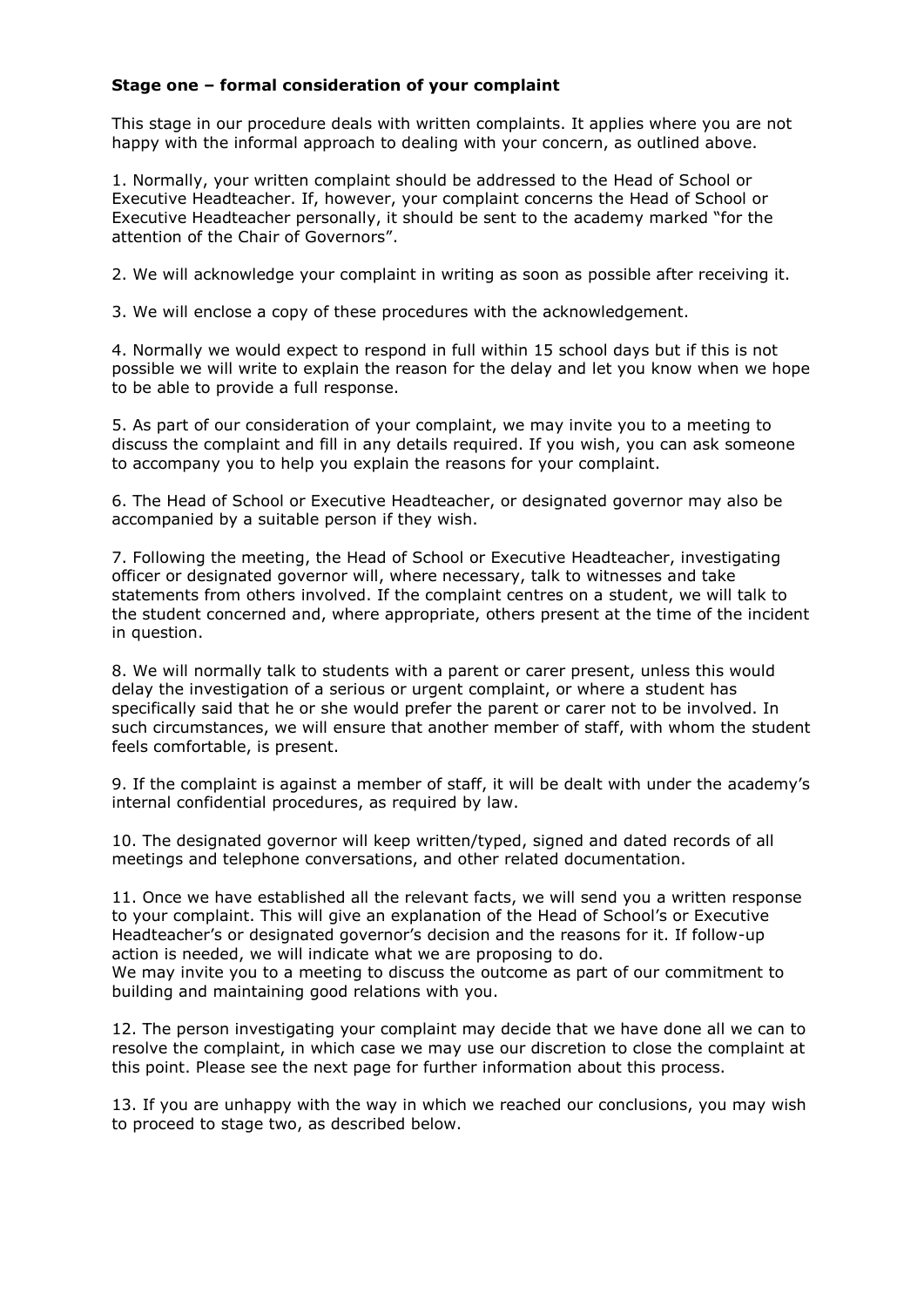**Stage one – formal consideration of your complaint**

This stage in our procedure deals with written complaints. It applies where you are not happy with the informal approach to dealing with your concern, as outlined above.

1. Normally, your written complaint should be addressed to the Head of School or Executive Headteacher. If, however, your complaint concerns the Head of School or Executive Headteacher personally, it should be sent to the academy marked "for the attention of the Chair of Governors".

2. We will acknowledge your complaint in writing as soon as possible after receiving it.

3. We will enclose a copy of these procedures with the acknowledgement.

4. Normally we would expect to respond in full within 15 school days but if this is not possible we will write to explain the reason for the delay and let you know when we hope to be able to provide a full response.

5. As part of our consideration of your complaint, we may invite you to a meeting to discuss the complaint and fill in any details required. If you wish, you can ask someone to accompany you to help you explain the reasons for your complaint.

6. The Head of School or Executive Headteacher, or designated governor may also be accompanied by a suitable person if they wish.

7. Following the meeting, the Head of School or Executive Headteacher, investigating officer or designated governor will, where necessary, talk to witnesses and take statements from others involved. If the complaint centres on a student, we will talk to the student concerned and, where appropriate, others present at the time of the incident in question.

8. We will normally talk to students with a parent or carer present, unless this would delay the investigation of a serious or urgent complaint, or where a student has specifically said that he or she would prefer the parent or carer not to be involved. In such circumstances, we will ensure that another member of staff, with whom the student feels comfortable, is present.

9. If the complaint is against a member of staff, it will be dealt with under the academy's internal confidential procedures, as required by law.

10. The designated governor will keep written/typed, signed and dated records of all meetings and telephone conversations, and other related documentation.

11. Once we have established all the relevant facts, we will send you a written response to your complaint. This will give an explanation of the Head of School's or Executive Headteacher's or designated governor's decision and the reasons for it. If follow-up action is needed, we will indicate what we are proposing to do.
We may invite you to a meeting to discuss the outcome as part of our commitment to building and maintaining good relations with you.

12. The person investigating your complaint may decide that we have done all we can to resolve the complaint, in which case we may use our discretion to close the complaint at this point. Please see the next page for further information about this process.

13. If you are unhappy with the way in which we reached our conclusions, you may wish to proceed to stage two, as described below.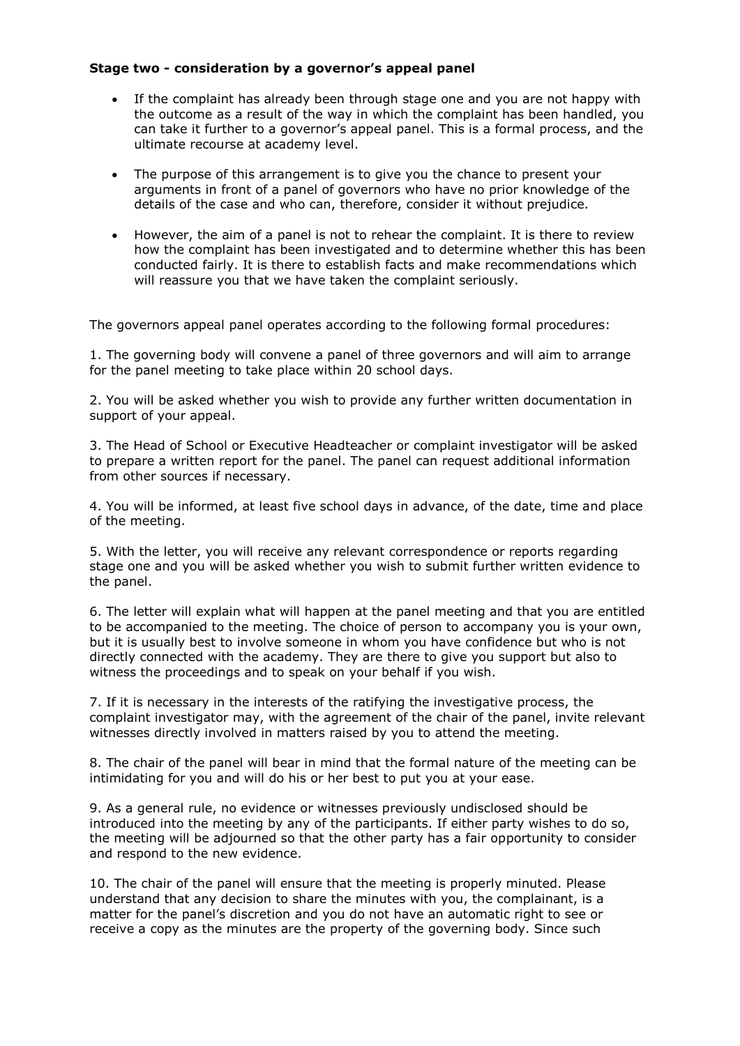**Stage two - consideration by a governor's appeal panel**

- If the complaint has already been through stage one and you are not happy with the outcome as a result of the way in which the complaint has been handled, you can take it further to a governor's appeal panel. This is a formal process, and the ultimate recourse at academy level.
- The purpose of this arrangement is to give you the chance to present your arguments in front of a panel of governors who have no prior knowledge of the details of the case and who can, therefore, consider it without prejudice.
- However, the aim of a panel is not to rehear the complaint. It is there to review how the complaint has been investigated and to determine whether this has been conducted fairly. It is there to establish facts and make recommendations which will reassure you that we have taken the complaint seriously.

The governors appeal panel operates according to the following formal procedures:

1. The governing body will convene a panel of three governors and will aim to arrange for the panel meeting to take place within 20 school days.

2. You will be asked whether you wish to provide any further written documentation in support of your appeal.

3. The Head of School or Executive Headteacher or complaint investigator will be asked to prepare a written report for the panel. The panel can request additional information from other sources if necessary.

4. You will be informed, at least five school days in advance, of the date, time and place of the meeting.

5. With the letter, you will receive any relevant correspondence or reports regarding stage one and you will be asked whether you wish to submit further written evidence to the panel.

6. The letter will explain what will happen at the panel meeting and that you are entitled to be accompanied to the meeting. The choice of person to accompany you is your own, but it is usually best to involve someone in whom you have confidence but who is not directly connected with the academy. They are there to give you support but also to witness the proceedings and to speak on your behalf if you wish.

7. If it is necessary in the interests of the ratifying the investigative process, the complaint investigator may, with the agreement of the chair of the panel, invite relevant witnesses directly involved in matters raised by you to attend the meeting.

8. The chair of the panel will bear in mind that the formal nature of the meeting can be intimidating for you and will do his or her best to put you at your ease.

9. As a general rule, no evidence or witnesses previously undisclosed should be introduced into the meeting by any of the participants. If either party wishes to do so, the meeting will be adjourned so that the other party has a fair opportunity to consider and respond to the new evidence.

10. The chair of the panel will ensure that the meeting is properly minuted. Please understand that any decision to share the minutes with you, the complainant, is a matter for the panel's discretion and you do not have an automatic right to see or receive a copy as the minutes are the property of the governing body. Since such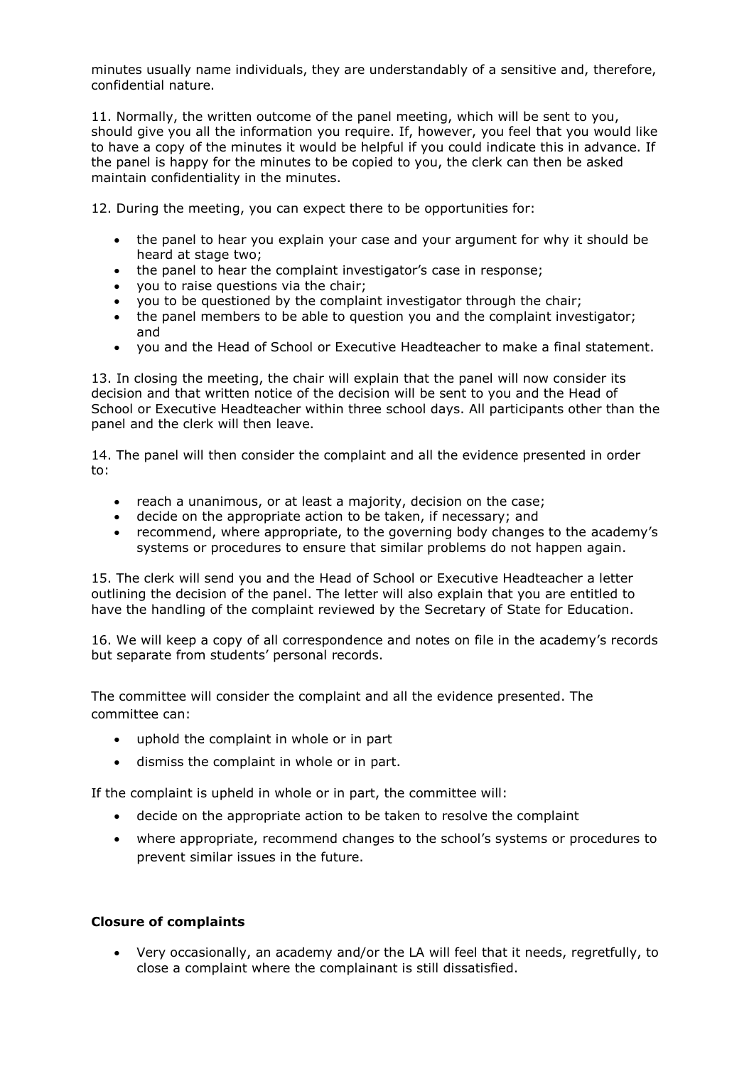minutes usually name individuals, they are understandably of a sensitive and, therefore, confidential nature.

11. Normally, the written outcome of the panel meeting, which will be sent to you, should give you all the information you require. If, however, you feel that you would like to have a copy of the minutes it would be helpful if you could indicate this in advance. If the panel is happy for the minutes to be copied to you, the clerk can then be asked maintain confidentiality in the minutes.

12. During the meeting, you can expect there to be opportunities for:

- the panel to hear you explain your case and your argument for why it should be heard at stage two;
- the panel to hear the complaint investigator's case in response;
- you to raise questions via the chair;
- you to be questioned by the complaint investigator through the chair;
- the panel members to be able to question you and the complaint investigator; and
- you and the Head of School or Executive Headteacher to make a final statement.

13. In closing the meeting, the chair will explain that the panel will now consider its decision and that written notice of the decision will be sent to you and the Head of School or Executive Headteacher within three school days. All participants other than the panel and the clerk will then leave.

14. The panel will then consider the complaint and all the evidence presented in order to:

- reach a unanimous, or at least a majority, decision on the case;
- decide on the appropriate action to be taken, if necessary; and
- recommend, where appropriate, to the governing body changes to the academy's systems or procedures to ensure that similar problems do not happen again.

15. The clerk will send you and the Head of School or Executive Headteacher a letter outlining the decision of the panel. The letter will also explain that you are entitled to have the handling of the complaint reviewed by the Secretary of State for Education.

16. We will keep a copy of all correspondence and notes on file in the academy's records but separate from students' personal records.

The committee will consider the complaint and all the evidence presented. The committee can:

- uphold the complaint in whole or in part
- dismiss the complaint in whole or in part.

If the complaint is upheld in whole or in part, the committee will:

- decide on the appropriate action to be taken to resolve the complaint
- where appropriate, recommend changes to the school's systems or procedures to prevent similar issues in the future.

**Closure of complaints**

- Very occasionally, an academy and/or the LA will feel that it needs, regretfully, to close a complaint where the complainant is still dissatisfied.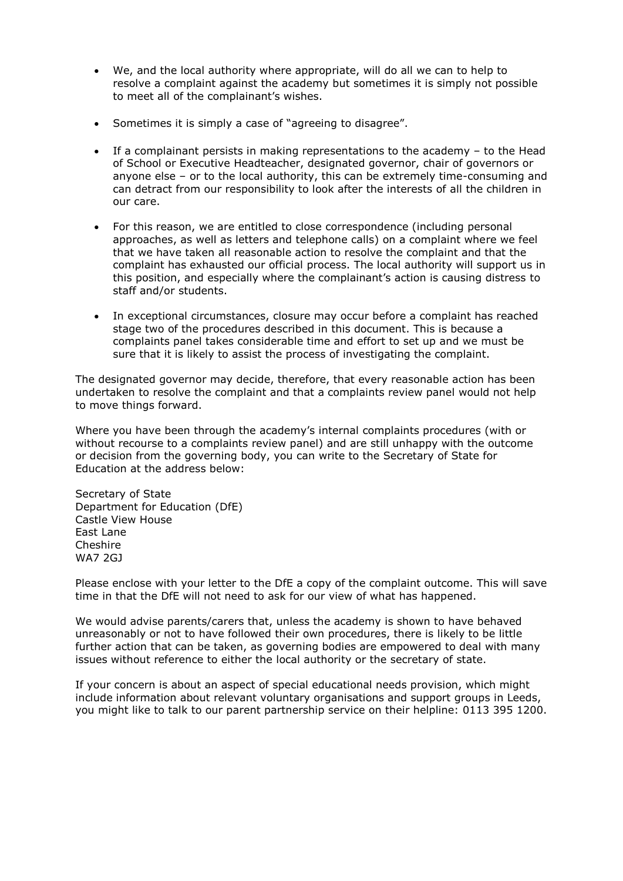- We, and the local authority where appropriate, will do all we can to help to resolve a complaint against the academy but sometimes it is simply not possible to meet all of the complainant's wishes.

- Sometimes it is simply a case of "agreeing to disagree".

- If a complainant persists in making representations to the academy – to the Head of School or Executive Headteacher, designated governor, chair of governors or anyone else – or to the local authority, this can be extremely time-consuming and can detract from our responsibility to look after the interests of all the children in our care.

- For this reason, we are entitled to close correspondence (including personal approaches, as well as letters and telephone calls) on a complaint where we feel that we have taken all reasonable action to resolve the complaint and that the complaint has exhausted our official process. The local authority will support us in this position, and especially where the complainant's action is causing distress to staff and/or students.

- In exceptional circumstances, closure may occur before a complaint has reached stage two of the procedures described in this document. This is because a complaints panel takes considerable time and effort to set up and we must be sure that it is likely to assist the process of investigating the complaint.

The designated governor may decide, therefore, that every reasonable action has been undertaken to resolve the complaint and that a complaints review panel would not help to move things forward.

Where you have been through the academy's internal complaints procedures (with or without recourse to a complaints review panel) and are still unhappy with the outcome or decision from the governing body, you can write to the Secretary of State for Education at the address below:

Secretary of State
Department for Education (DfE)
Castle View House
East Lane
Cheshire
WA7 2GJ

Please enclose with your letter to the DfE a copy of the complaint outcome. This will save time in that the DfE will not need to ask for our view of what has happened.

We would advise parents/carers that, unless the academy is shown to have behaved unreasonably or not to have followed their own procedures, there is likely to be little further action that can be taken, as governing bodies are empowered to deal with many issues without reference to either the local authority or the secretary of state.

If your concern is about an aspect of special educational needs provision, which might include information about relevant voluntary organisations and support groups in Leeds, you might like to talk to our parent partnership service on their helpline: 0113 395 1200.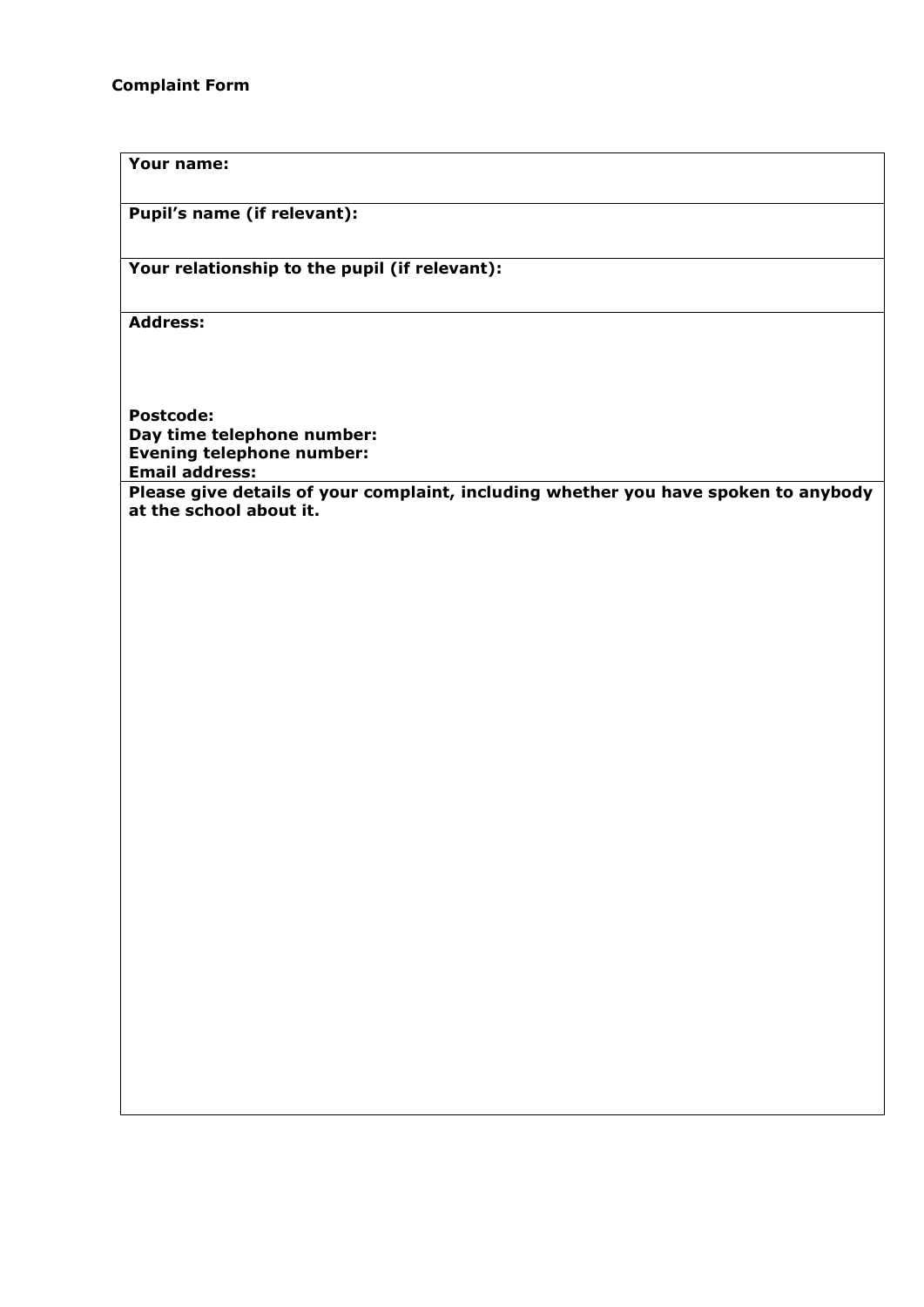**Complaint Form**

| **Your name:** |
|---|
| **Pupil's name (if relevant):** |
| **Your relationship to the pupil (if relevant):** |
| **Address:**<br><br><br>**Postcode:**<br>**Day time telephone number:**<br>**Evening telephone number:**<br>**Email address:** |
| **Please give details of your complaint, including whether you have spoken to anybody at the school about it.** |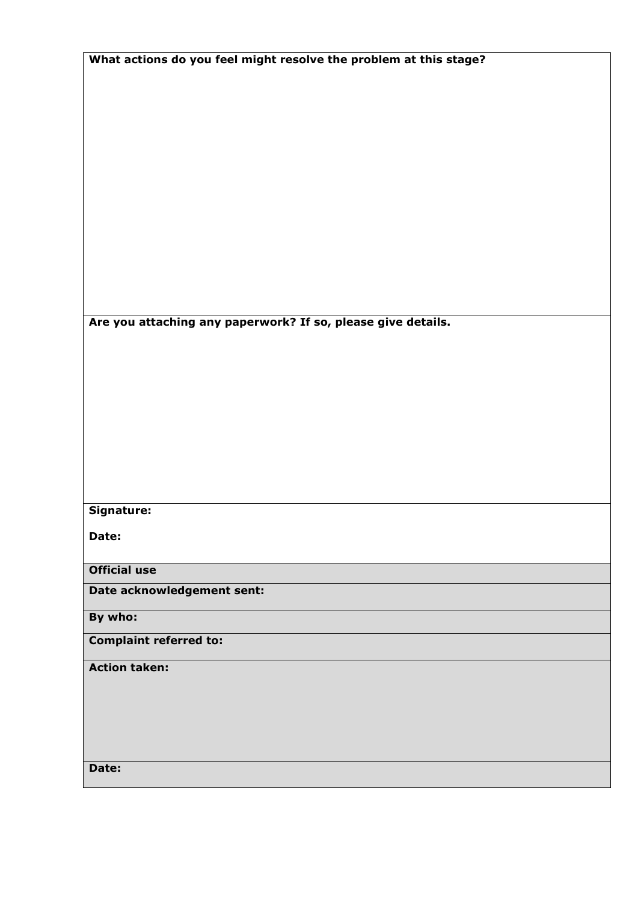| |
|---|
| **What actions do you feel might resolve the problem at this stage?** |
| **Are you attaching any paperwork? If so, please give details.** |
| **Signature:**<br><br>**Date:** |
| **Official use** |
| **Date acknowledgement sent:** |
| **By who:** |
| **Complaint referred to:** |
| **Action taken:** |
| **Date:** |